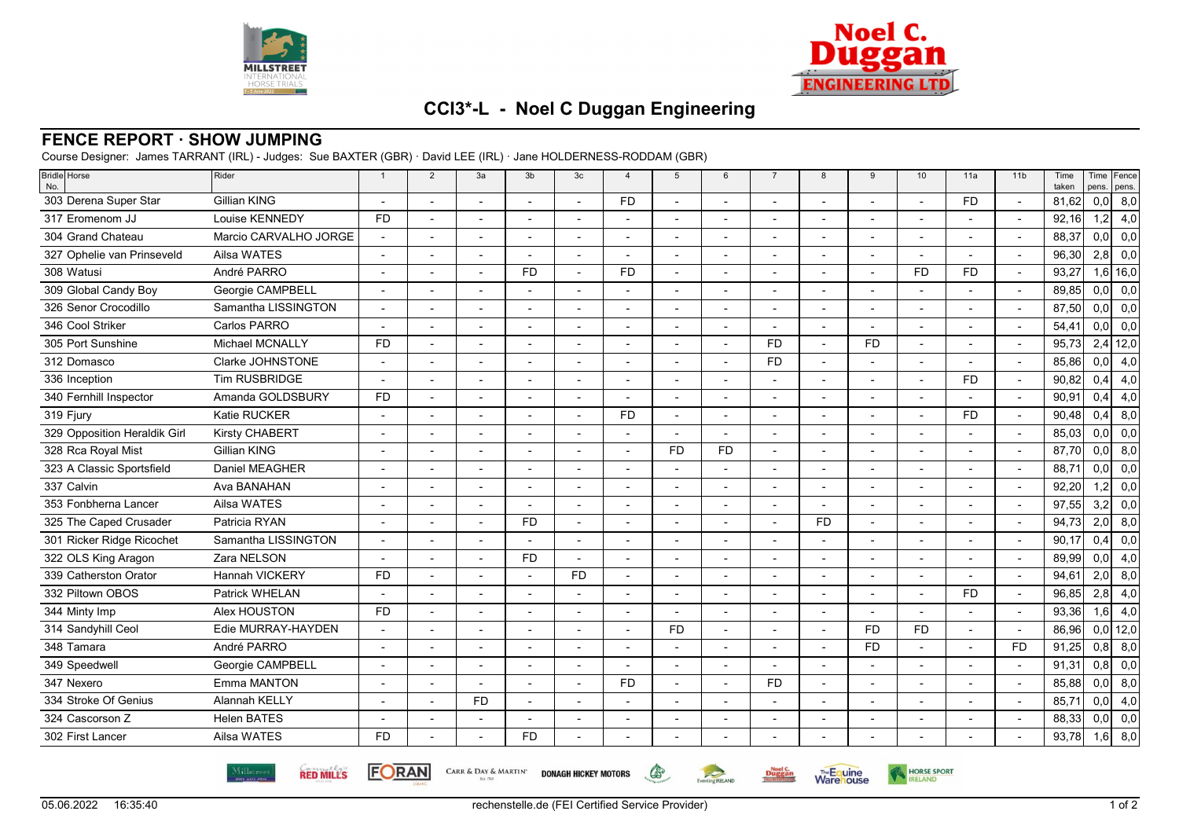# CCI3*-L - Noel C Duggan Engineering

## FENCE REPORT · SHOW JUMPING

Course Designer: James TARRANT (IRL) - Judges: Sue BAXTER (GBR) · David LEE (IRL) · Jane HOLDERNESS-RODDAM (GBR)

| Bridle No. | Horse | Rider | 1 | 2 | 3a | 3b | 3c | 4 | 5 | 6 | 7 | 8 | 9 | 10 | 11a | 11b | Time taken | Time pens. | Fence pens. |
|---|---|---|---|---|---|---|---|---|---|---|---|---|---|---|---|---|---|---|---|
| 303 | Derena Super Star | Gillian KING | - | - | - | - | - | FD | - | - | - | - | - | - | FD | - | 81,62 | 0,0 | 8,0 |
| 317 | Eromenom JJ | Louise KENNEDY | FD | - | - | - | - | - | - | - | - | - | - | - | - | - | 92,16 | 1,2 | 4,0 |
| 304 | Grand Chateau | Marcio CARVALHO JORGE | - | - | - | - | - | - | - | - | - | - | - | - | - | - | 88,37 | 0,0 | 0,0 |
| 327 | Ophelie van Prinseveld | Ailsa WATES | - | - | - | - | - | - | - | - | - | - | - | - | - | - | 96,30 | 2,8 | 0,0 |
| 308 | Watusi | André PARRO | - | - | - | FD | - | FD | - | - | - | - | - | FD | FD | - | 93,27 | 1,6 | 16,0 |
| 309 | Global Candy Boy | Georgie CAMPBELL | - | - | - | - | - | - | - | - | - | - | - | - | - | - | 89,85 | 0,0 | 0,0 |
| 326 | Senor Crocodillo | Samantha LISSINGTON | - | - | - | - | - | - | - | - | - | - | - | - | - | - | 87,50 | 0,0 | 0,0 |
| 346 | Cool Striker | Carlos PARRO | - | - | - | - | - | - | - | - | - | - | - | - | - | - | 54,41 | 0,0 | 0,0 |
| 305 | Port Sunshine | Michael MCNALLY | FD | - | - | - | - | - | - | - | FD | - | FD | - | - | - | 95,73 | 2,4 | 12,0 |
| 312 | Domasco | Clarke JOHNSTONE | - | - | - | - | - | - | - | - | FD | - | - | - | - | - | 85,86 | 0,0 | 4,0 |
| 336 | Inception | Tim RUSBRIDGE | - | - | - | - | - | - | - | - | - | - | - | - | FD | - | 90,82 | 0,4 | 4,0 |
| 340 | Fernhill Inspector | Amanda GOLDSBURY | FD | - | - | - | - | - | - | - | - | - | - | - | - | - | 90,91 | 0,4 | 4,0 |
| 319 | Fjury | Katie RUCKER | - | - | - | - | - | FD | - | - | - | - | - | - | FD | - | 90,48 | 0,4 | 8,0 |
| 329 | Opposition Heraldik Girl | Kirsty CHABERT | - | - | - | - | - | - | - | - | - | - | - | - | - | - | 85,03 | 0,0 | 0,0 |
| 328 | Rca Royal Mist | Gillian KING | - | - | - | - | - | - | FD | FD | - | - | - | - | - | - | 87,70 | 0,0 | 8,0 |
| 323 | A Classic Sportsfield | Daniel MEAGHER | - | - | - | - | - | - | - | - | - | - | - | - | - | - | 88,71 | 0,0 | 0,0 |
| 337 | Calvin | Ava BANAHAN | - | - | - | - | - | - | - | - | - | - | - | - | - | - | 92,20 | 1,2 | 0,0 |
| 353 | Fonbherna Lancer | Ailsa WATES | - | - | - | - | - | - | - | - | - | - | - | - | - | - | 97,55 | 3,2 | 0,0 |
| 325 | The Caped Crusader | Patricia RYAN | - | - | - | FD | - | - | - | - | - | FD | - | - | - | - | 94,73 | 2,0 | 8,0 |
| 301 | Ricker Ridge Ricochet | Samantha LISSINGTON | - | - | - | - | - | - | - | - | - | - | - | - | - | - | 90,17 | 0,4 | 0,0 |
| 322 | OLS King Aragon | Zara NELSON | - | - | - | FD | - | - | - | - | - | - | - | - | - | - | 89,99 | 0,0 | 4,0 |
| 339 | Catherston Orator | Hannah VICKERY | FD | - | - | - | FD | - | - | - | - | - | - | - | - | - | 94,61 | 2,0 | 8,0 |
| 332 | Piltown OBOS | Patrick WHELAN | - | - | - | - | - | - | - | - | - | - | - | - | FD | - | 96,85 | 2,8 | 4,0 |
| 344 | Minty Imp | Alex HOUSTON | FD | - | - | - | - | - | - | - | - | - | - | - | - | - | 93,36 | 1,6 | 4,0 |
| 314 | Sandyhill Ceol | Edie MURRAY-HAYDEN | - | - | - | - | - | - | FD | - | - | - | FD | FD | - | - | 86,96 | 0,0 | 12,0 |
| 348 | Tamara | André PARRO | - | - | - | - | - | - | - | - | - | - | FD | - | - | FD | 91,25 | 0,8 | 8,0 |
| 349 | Speedwell | Georgie CAMPBELL | - | - | - | - | - | - | - | - | - | - | - | - | - | - | 91,31 | 0,8 | 0,0 |
| 347 | Nexero | Emma MANTON | - | - | - | - | - | FD | - | - | FD | - | - | - | - | - | 85,88 | 0,0 | 8,0 |
| 334 | Stroke Of Genius | Alannah KELLY | - | - | FD | - | - | - | - | - | - | - | - | - | - | - | 85,71 | 0,0 | 4,0 |
| 324 | Cascorson Z | Helen BATES | - | - | - | - | - | - | - | - | - | - | - | - | - | - | 88,33 | 0,0 | 0,0 |
| 302 | First Lancer | Ailsa WATES | FD | - | - | FD | - | - | - | - | - | - | - | - | - | - | 93,78 | 1,6 | 8,0 |

05.06.2022 16:35:40 rechenstelle.de (FEI Certified Service Provider)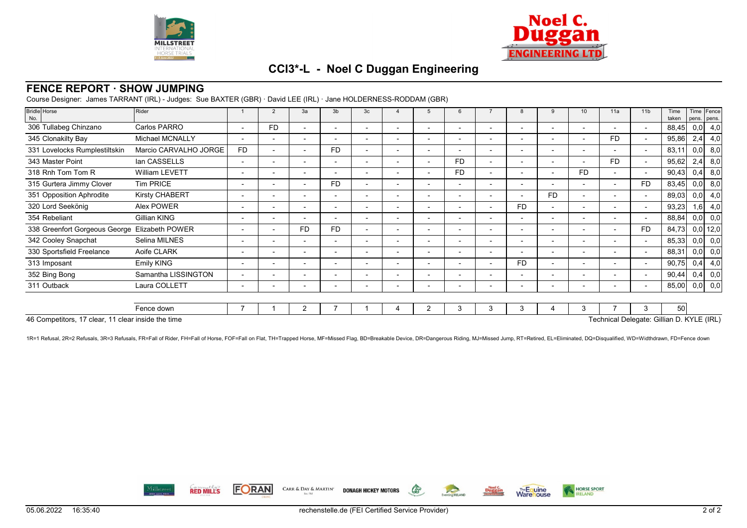# CCI3*-L - Noel C Duggan Engineering

## FENCE REPORT · SHOW JUMPING

Course Designer: James TARRANT (IRL) - Judges: Sue BAXTER (GBR) · David LEE (IRL) · Jane HOLDERNESS-RODDAM (GBR)

| Bridle No. | Horse | Rider | 1 | 2 | 3a | 3b | 3c | 4 | 5 | 6 | 7 | 8 | 9 | 10 | 11a | 11b | Time taken | Time pens. | Fence pens. |
|---|---|---|---|---|---|---|---|---|---|---|---|---|---|---|---|---|---|---|---|
| 306 | Tullabeg Chinzano | Carlos PARRO | - | FD | - | - | - | - | - | - | - | - | - | - | - | - | 88,45 | 0,0 | 4,0 |
| 345 | Clonakilty Bay | Michael MCNALLY | - | - | - | - | - | - | - | - | - | - | - | - | FD | - | 95,86 | 2,4 | 4,0 |
| 331 | Lovelocks Rumplestiltskin | Marcio CARVALHO JORGE | FD | - | - | FD | - | - | - | - | - | - | - | - | - | - | 83,11 | 0,0 | 8,0 |
| 343 | Master Point | Ian CASSELLS | - | - | - | - | - | - | - | FD | - | - | - | - | FD | - | 95,62 | 2,4 | 8,0 |
| 318 | Rnh Tom Tom R | William LEVETT | - | - | - | - | - | - | - | FD | - | - | - | FD | - | - | 90,43 | 0,4 | 8,0 |
| 315 | Gurtera Jimmy Clover | Tim PRICE | - | - | - | FD | - | - | - | - | - | - | - | - | - | FD | 83,45 | 0,0 | 8,0 |
| 351 | Opposition Aphrodite | Kirsty CHABERT | - | - | - | - | - | - | - | - | - | - | FD | - | - | - | 89,03 | 0,0 | 4,0 |
| 320 | Lord Seekönig | Alex POWER | - | - | - | - | - | - | - | - | - | FD | - | - | - | - | 93,23 | 1,6 | 4,0 |
| 354 | Rebeliant | Gillian KING | - | - | - | - | - | - | - | - | - | - | - | - | - | - | 88,84 | 0,0 | 0,0 |
| 338 | Greenfort Gorgeous George | Elizabeth POWER | - | - | FD | FD | - | - | - | - | - | - | - | - | - | FD | 84,73 | 0,0 | 12,0 |
| 342 | Cooley Snapchat | Selina MILNES | - | - | - | - | - | - | - | - | - | - | - | - | - | - | 85,33 | 0,0 | 0,0 |
| 330 | Sportsfield Freelance | Aoife CLARK | - | - | - | - | - | - | - | - | - | - | - | - | - | - | 88,31 | 0,0 | 0,0 |
| 313 | Imposant | Emily KING | - | - | - | - | - | - | - | - | - | FD | - | - | - | - | 90,75 | 0,4 | 4,0 |
| 352 | Bing Bong | Samantha LISSINGTON | - | - | - | - | - | - | - | - | - | - | - | - | - | - | 90,44 | 0,4 | 0,0 |
| 311 | Outback | Laura COLLETT | - | - | - | - | - | - | - | - | - | - | - | - | - | - | 85,00 | 0,0 | 0,0 |
| | | Fence down | 7 | 1 | 2 | 7 | 1 | 4 | 2 | 3 | 3 | 3 | 4 | 3 | 7 | 3 | 50 | | |

46 Competitors, 17 clear, 11 clear inside the time

Technical Delegate: Gillian D. KYLE (IRL)

1R=1 Refusal, 2R=2 Refusals, 3R=3 Refusals, FR=Fall of Rider, FH=Fall of Horse, FOF=Fall on Flat, TH=Trapped Horse, MF=Missed Flag, BD=Breakable Device, DR=Dangerous Riding, MJ=Missed Jump, RT=Retired, EL=Eliminated, DQ=Disqualified, WD=Widthdrawn, FD=Fence down

05.06.2022 16:35:40 rechenstelle.de (FEI Certified Service Provider)